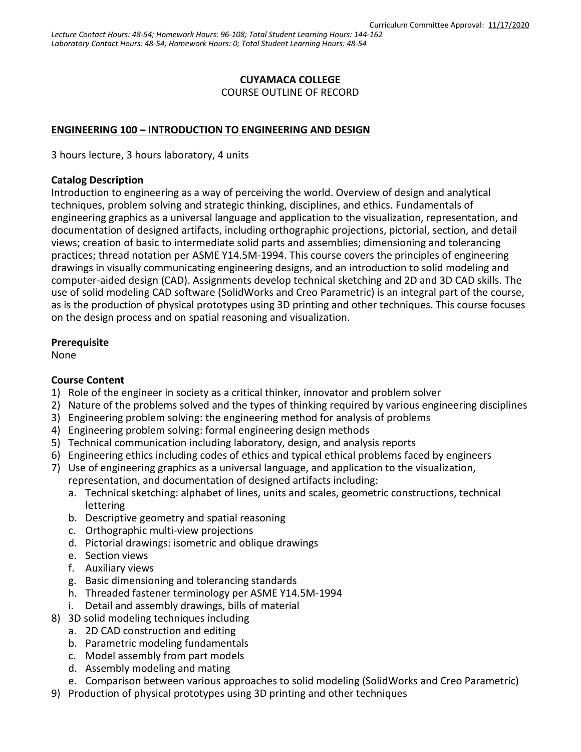Curriculum Committee Approval: 11/17/2020

*Lecture Contact Hours: 48-54; Homework Hours: 96-108; Total Student Learning Hours: 144-162*
*Laboratory Contact Hours: 48-54; Homework Hours: 0; Total Student Learning Hours: 48-54*

**CUYAMACA COLLEGE**
COURSE OUTLINE OF RECORD

**ENGINEERING 100 – INTRODUCTION TO ENGINEERING AND DESIGN**

3 hours lecture, 3 hours laboratory, 4 units

**Catalog Description**
Introduction to engineering as a way of perceiving the world. Overview of design and analytical techniques, problem solving and strategic thinking, disciplines, and ethics. Fundamentals of engineering graphics as a universal language and application to the visualization, representation, and documentation of designed artifacts, including orthographic projections, pictorial, section, and detail views; creation of basic to intermediate solid parts and assemblies; dimensioning and tolerancing practices; thread notation per ASME Y14.5M-1994. This course covers the principles of engineering drawings in visually communicating engineering designs, and an introduction to solid modeling and computer-aided design (CAD). Assignments develop technical sketching and 2D and 3D CAD skills. The use of solid modeling CAD software (SolidWorks and Creo Parametric) is an integral part of the course, as is the production of physical prototypes using 3D printing and other techniques. This course focuses on the design process and on spatial reasoning and visualization.

**Prerequisite**
None

**Course Content**
1) Role of the engineer in society as a critical thinker, innovator and problem solver
2) Nature of the problems solved and the types of thinking required by various engineering disciplines
3) Engineering problem solving: the engineering method for analysis of problems
4) Engineering problem solving: formal engineering design methods
5) Technical communication including laboratory, design, and analysis reports
6) Engineering ethics including codes of ethics and typical ethical problems faced by engineers
7) Use of engineering graphics as a universal language, and application to the visualization, representation, and documentation of designed artifacts including:
   a. Technical sketching: alphabet of lines, units and scales, geometric constructions, technical lettering
   b. Descriptive geometry and spatial reasoning
   c. Orthographic multi-view projections
   d. Pictorial drawings: isometric and oblique drawings
   e. Section views
   f. Auxiliary views
   g. Basic dimensioning and tolerancing standards
   h. Threaded fastener terminology per ASME Y14.5M-1994
   i. Detail and assembly drawings, bills of material
8) 3D solid modeling techniques including
   a. 2D CAD construction and editing
   b. Parametric modeling fundamentals
   c. Model assembly from part models
   d. Assembly modeling and mating
   e. Comparison between various approaches to solid modeling (SolidWorks and Creo Parametric)
9) Production of physical prototypes using 3D printing and other techniques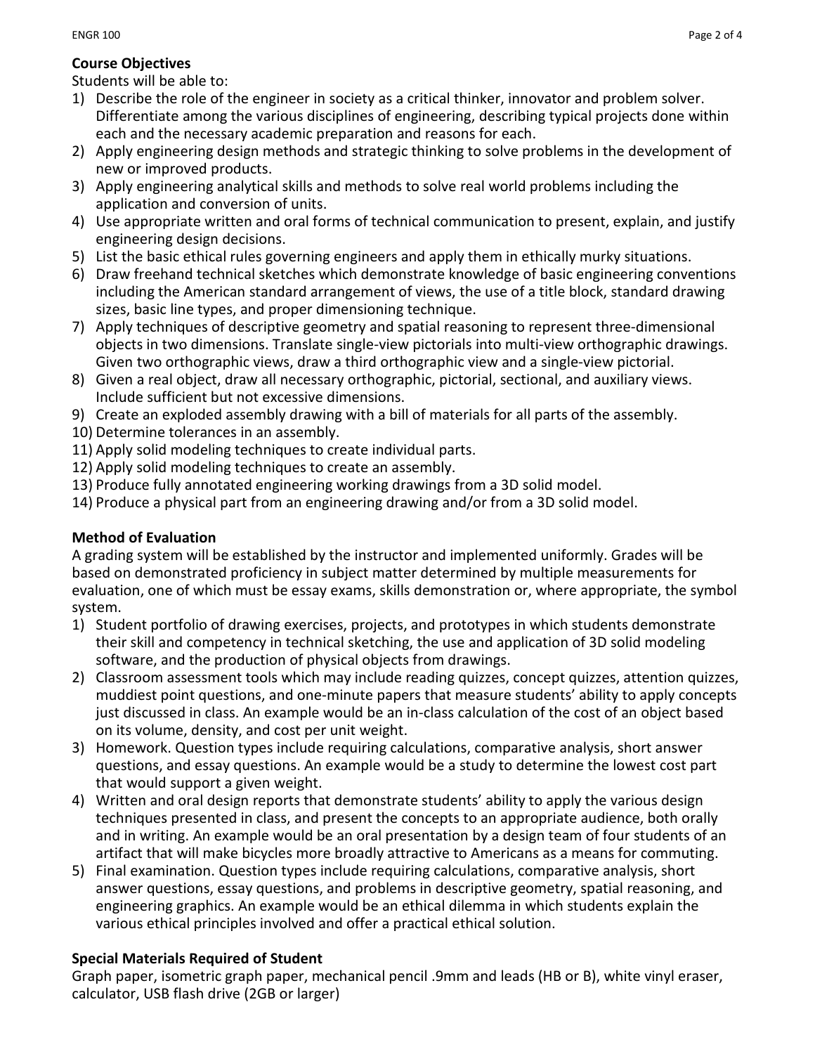**Course Objectives**

Students will be able to:

1) Describe the role of the engineer in society as a critical thinker, innovator and problem solver. Differentiate among the various disciplines of engineering, describing typical projects done within each and the necessary academic preparation and reasons for each.
2) Apply engineering design methods and strategic thinking to solve problems in the development of new or improved products.
3) Apply engineering analytical skills and methods to solve real world problems including the application and conversion of units.
4) Use appropriate written and oral forms of technical communication to present, explain, and justify engineering design decisions.
5) List the basic ethical rules governing engineers and apply them in ethically murky situations.
6) Draw freehand technical sketches which demonstrate knowledge of basic engineering conventions including the American standard arrangement of views, the use of a title block, standard drawing sizes, basic line types, and proper dimensioning technique.
7) Apply techniques of descriptive geometry and spatial reasoning to represent three-dimensional objects in two dimensions. Translate single-view pictorials into multi-view orthographic drawings. Given two orthographic views, draw a third orthographic view and a single-view pictorial.
8) Given a real object, draw all necessary orthographic, pictorial, sectional, and auxiliary views. Include sufficient but not excessive dimensions.
9) Create an exploded assembly drawing with a bill of materials for all parts of the assembly.
10) Determine tolerances in an assembly.
11) Apply solid modeling techniques to create individual parts.
12) Apply solid modeling techniques to create an assembly.
13) Produce fully annotated engineering working drawings from a 3D solid model.
14) Produce a physical part from an engineering drawing and/or from a 3D solid model.

**Method of Evaluation**

A grading system will be established by the instructor and implemented uniformly. Grades will be based on demonstrated proficiency in subject matter determined by multiple measurements for evaluation, one of which must be essay exams, skills demonstration or, where appropriate, the symbol system.

1) Student portfolio of drawing exercises, projects, and prototypes in which students demonstrate their skill and competency in technical sketching, the use and application of 3D solid modeling software, and the production of physical objects from drawings.
2) Classroom assessment tools which may include reading quizzes, concept quizzes, attention quizzes, muddiest point questions, and one-minute papers that measure students' ability to apply concepts just discussed in class. An example would be an in-class calculation of the cost of an object based on its volume, density, and cost per unit weight.
3) Homework. Question types include requiring calculations, comparative analysis, short answer questions, and essay questions. An example would be a study to determine the lowest cost part that would support a given weight.
4) Written and oral design reports that demonstrate students' ability to apply the various design techniques presented in class, and present the concepts to an appropriate audience, both orally and in writing. An example would be an oral presentation by a design team of four students of an artifact that will make bicycles more broadly attractive to Americans as a means for commuting.
5) Final examination. Question types include requiring calculations, comparative analysis, short answer questions, essay questions, and problems in descriptive geometry, spatial reasoning, and engineering graphics. An example would be an ethical dilemma in which students explain the various ethical principles involved and offer a practical ethical solution.

**Special Materials Required of Student**

Graph paper, isometric graph paper, mechanical pencil .9mm and leads (HB or B), white vinyl eraser, calculator, USB flash drive (2GB or larger)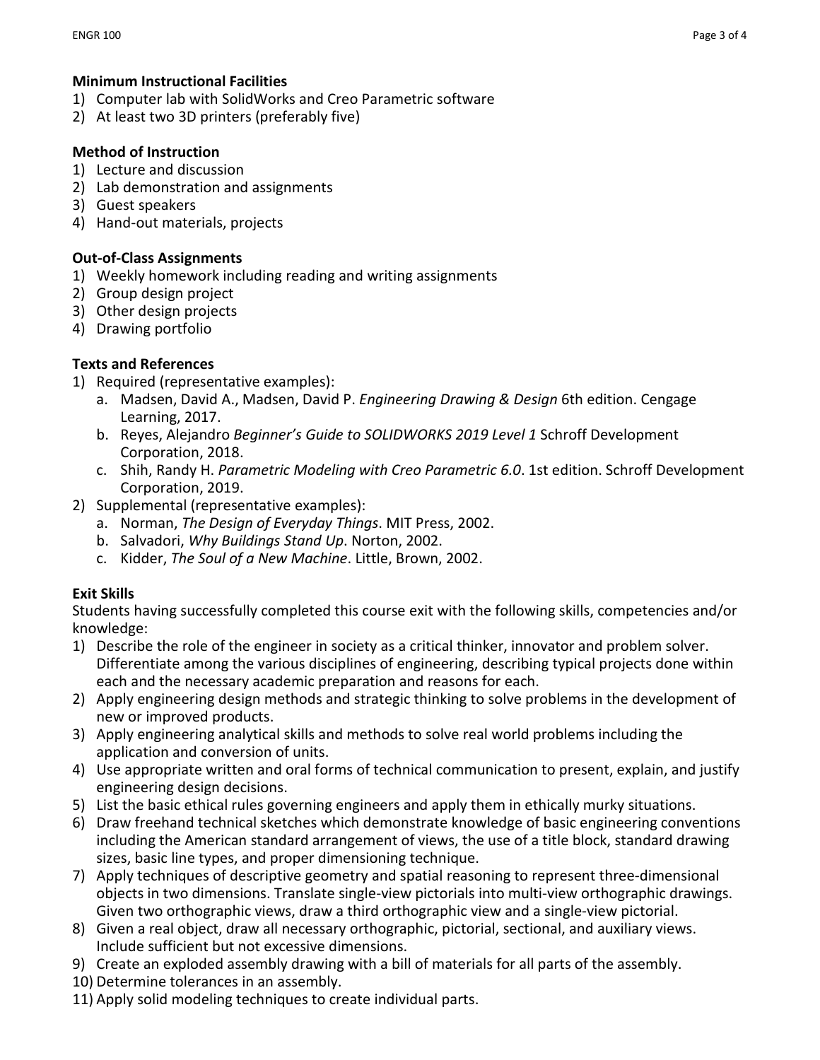**Minimum Instructional Facilities**

1) Computer lab with SolidWorks and Creo Parametric software
2) At least two 3D printers (preferably five)

**Method of Instruction**

1) Lecture and discussion
2) Lab demonstration and assignments
3) Guest speakers
4) Hand-out materials, projects

**Out-of-Class Assignments**

1) Weekly homework including reading and writing assignments
2) Group design project
3) Other design projects
4) Drawing portfolio

**Texts and References**

1) Required (representative examples):
   a. Madsen, David A., Madsen, David P. *Engineering Drawing & Design* 6th edition. Cengage Learning, 2017.
   b. Reyes, Alejandro *Beginner's Guide to SOLIDWORKS 2019 Level 1* Schroff Development Corporation, 2018.
   c. Shih, Randy H. *Parametric Modeling with Creo Parametric 6.0*. 1st edition. Schroff Development Corporation, 2019.
2) Supplemental (representative examples):
   a. Norman, *The Design of Everyday Things*. MIT Press, 2002.
   b. Salvadori, *Why Buildings Stand Up*. Norton, 2002.
   c. Kidder, *The Soul of a New Machine*. Little, Brown, 2002.

**Exit Skills**

Students having successfully completed this course exit with the following skills, competencies and/or knowledge:

1) Describe the role of the engineer in society as a critical thinker, innovator and problem solver. Differentiate among the various disciplines of engineering, describing typical projects done within each and the necessary academic preparation and reasons for each.
2) Apply engineering design methods and strategic thinking to solve problems in the development of new or improved products.
3) Apply engineering analytical skills and methods to solve real world problems including the application and conversion of units.
4) Use appropriate written and oral forms of technical communication to present, explain, and justify engineering design decisions.
5) List the basic ethical rules governing engineers and apply them in ethically murky situations.
6) Draw freehand technical sketches which demonstrate knowledge of basic engineering conventions including the American standard arrangement of views, the use of a title block, standard drawing sizes, basic line types, and proper dimensioning technique.
7) Apply techniques of descriptive geometry and spatial reasoning to represent three-dimensional objects in two dimensions. Translate single-view pictorials into multi-view orthographic drawings. Given two orthographic views, draw a third orthographic view and a single-view pictorial.
8) Given a real object, draw all necessary orthographic, pictorial, sectional, and auxiliary views. Include sufficient but not excessive dimensions.
9) Create an exploded assembly drawing with a bill of materials for all parts of the assembly.
10) Determine tolerances in an assembly.
11) Apply solid modeling techniques to create individual parts.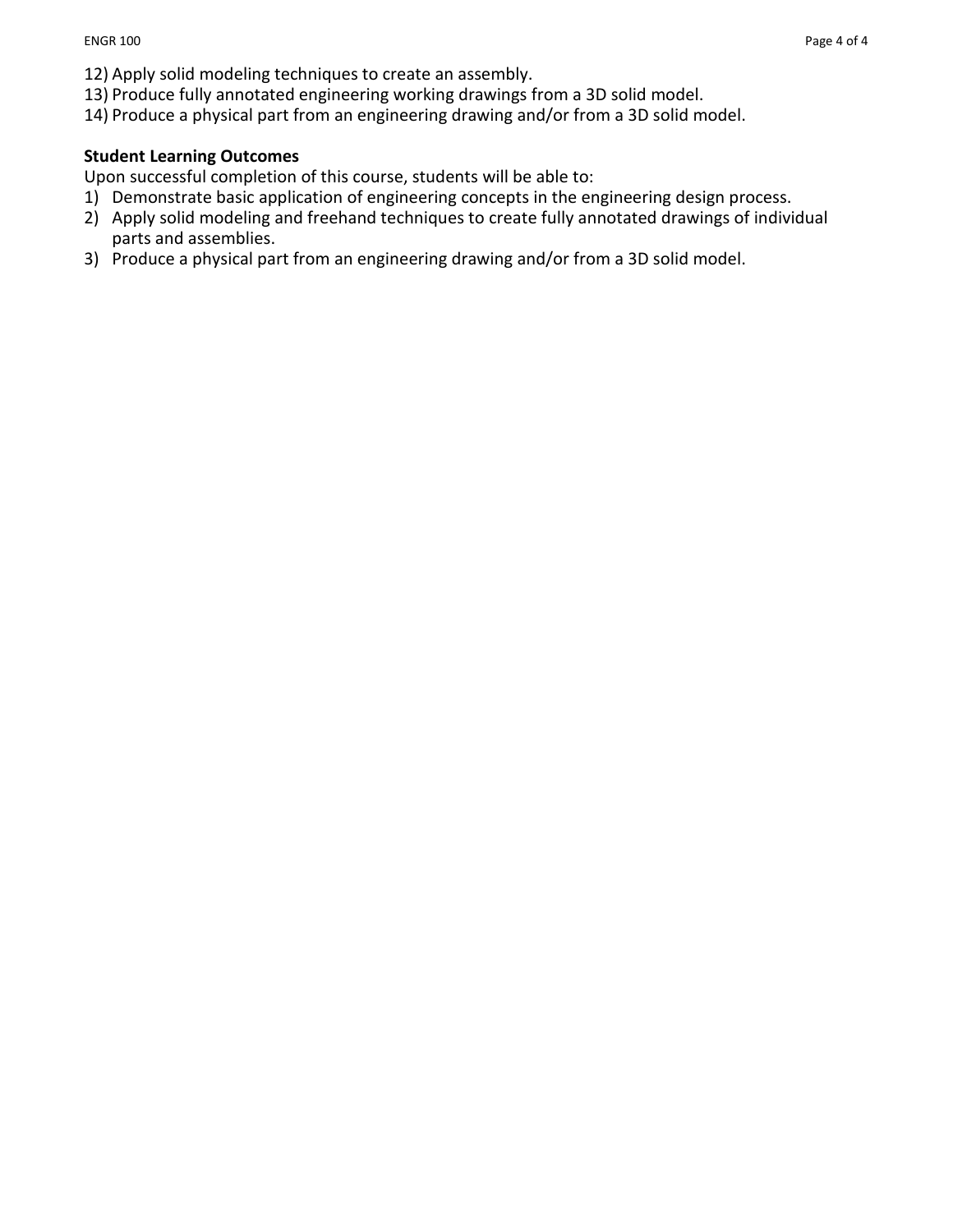12) Apply solid modeling techniques to create an assembly.
13) Produce fully annotated engineering working drawings from a 3D solid model.
14) Produce a physical part from an engineering drawing and/or from a 3D solid model.

**Student Learning Outcomes**

Upon successful completion of this course, students will be able to:

1) Demonstrate basic application of engineering concepts in the engineering design process.
2) Apply solid modeling and freehand techniques to create fully annotated drawings of individual parts and assemblies.
3) Produce a physical part from an engineering drawing and/or from a 3D solid model.